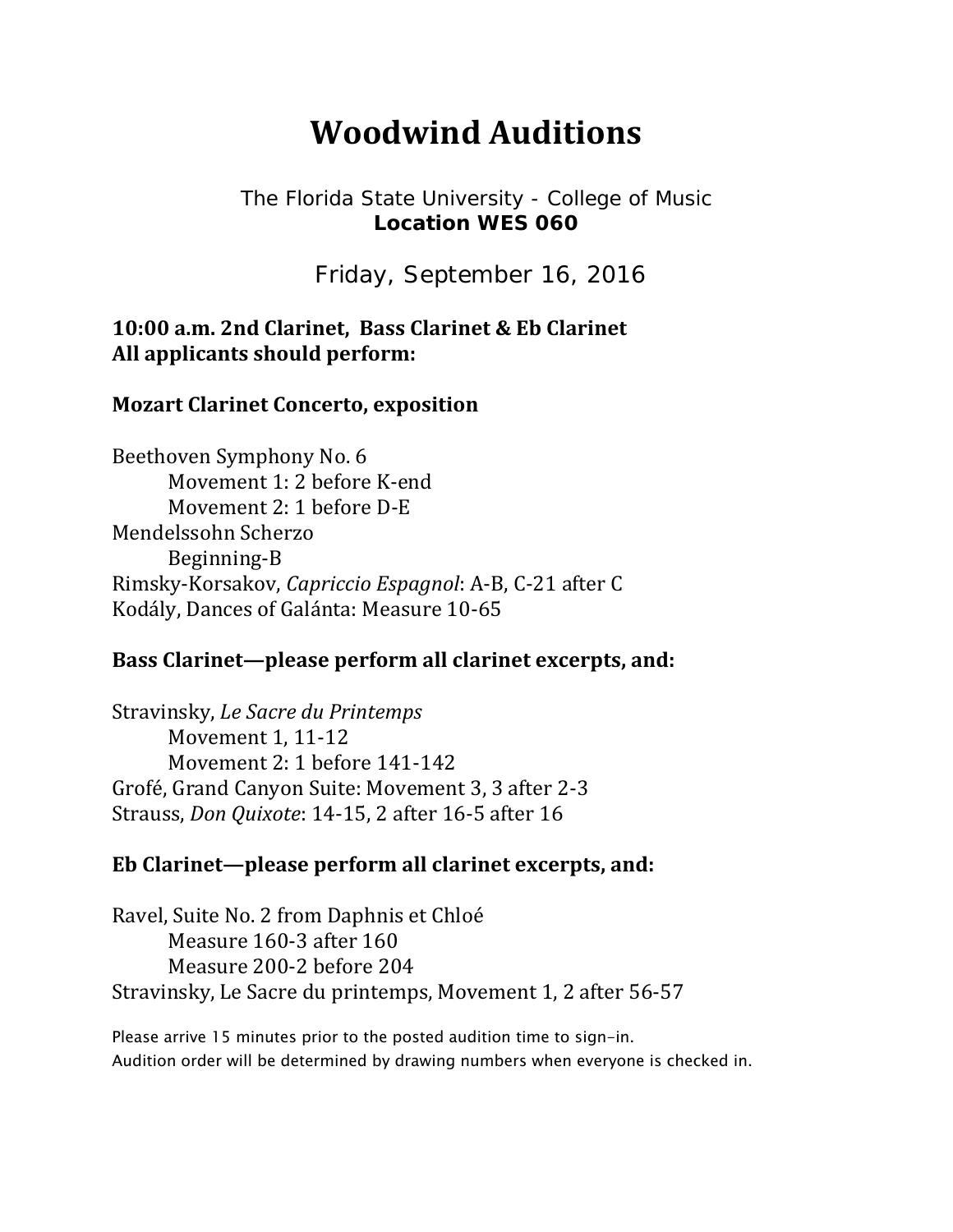# Woodwind Auditions

The Florida State University - College of Music
**Location WES 060**

Friday, September 16, 2016

**10:00 a.m. 2nd Clarinet, Bass Clarinet & Eb Clarinet**
**All applicants should perform:**

**Mozart Clarinet Concerto, exposition**

Beethoven Symphony No. 6
- Movement 1: 2 before K-end
- Movement 2: 1 before D-E

Mendelssohn Scherzo
- Beginning-B

Rimsky-Korsakov, *Capriccio Espagnol*: A-B, C-21 after C

Kodály, Dances of Galánta: Measure 10-65

**Bass Clarinet—please perform all clarinet excerpts, and:**

Stravinsky, *Le Sacre du Printemps*
- Movement 1, 11-12
- Movement 2: 1 before 141-142

Grofé, Grand Canyon Suite: Movement 3, 3 after 2-3

Strauss, *Don Quixote*: 14-15, 2 after 16-5 after 16

**Eb Clarinet—please perform all clarinet excerpts, and:**

Ravel, Suite No. 2 from Daphnis et Chloé
- Measure 160-3 after 160
- Measure 200-2 before 204

Stravinsky, Le Sacre du printemps, Movement 1, 2 after 56-57

Please arrive 15 minutes prior to the posted audition time to sign-in.
Audition order will be determined by drawing numbers when everyone is checked in.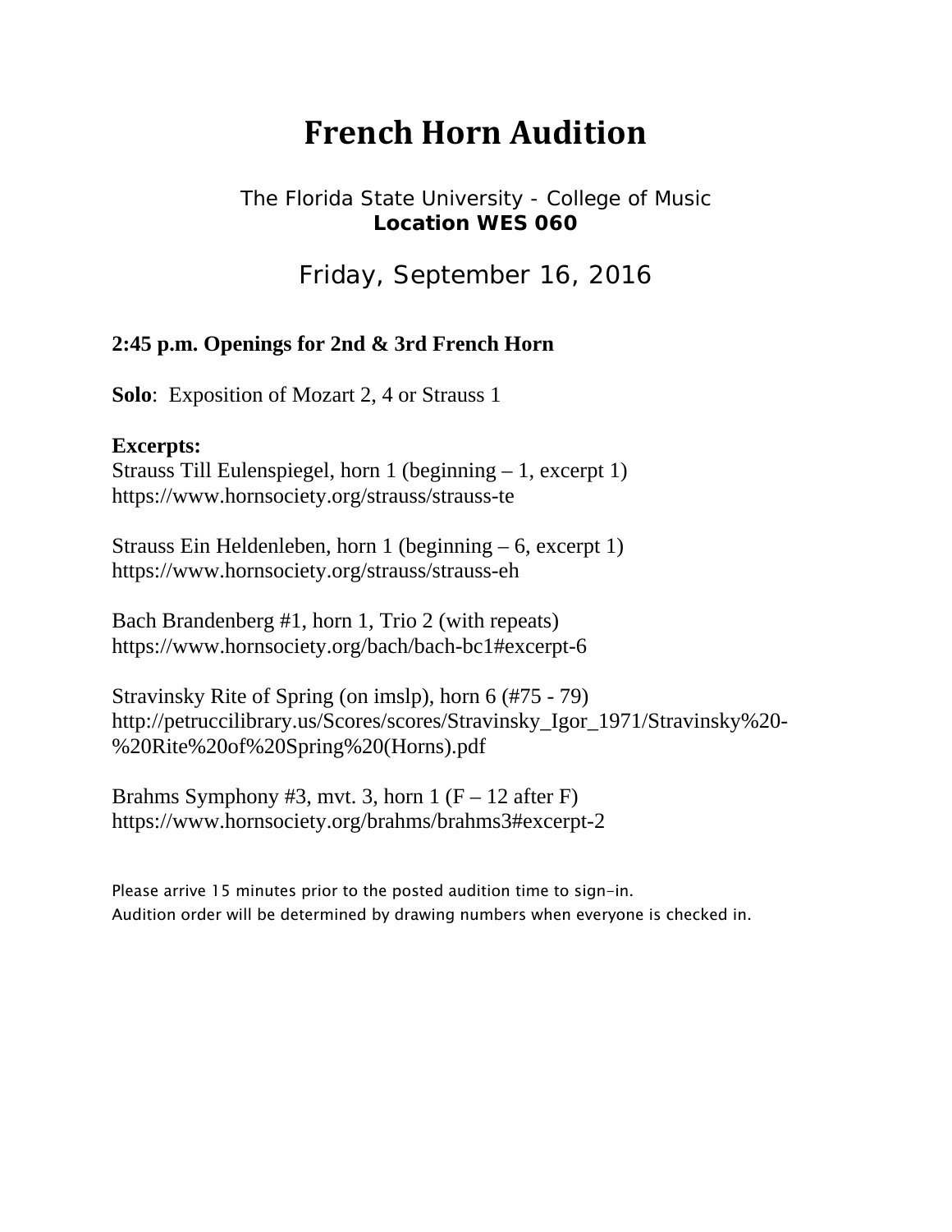# French Horn Audition

The Florida State University - College of Music
**Location WES 060**

Friday, September 16, 2016

**2:45 p.m. Openings for 2nd & 3rd French Horn**

**Solo**: Exposition of Mozart 2, 4 or Strauss 1

**Excerpts:**
Strauss Till Eulenspiegel, horn 1 (beginning – 1, excerpt 1)
https://www.hornsociety.org/strauss/strauss-te

Strauss Ein Heldenleben, horn 1 (beginning – 6, excerpt 1)
https://www.hornsociety.org/strauss/strauss-eh

Bach Brandenberg #1, horn 1, Trio 2 (with repeats)
https://www.hornsociety.org/bach/bach-bc1#excerpt-6

Stravinsky Rite of Spring (on imslp), horn 6 (#75 - 79)
http://petruccilibrary.us/Scores/scores/Stravinsky_Igor_1971/Stravinsky%20-%20Rite%20of%20Spring%20(Horns).pdf

Brahms Symphony #3, mvt. 3, horn 1 (F – 12 after F)
https://www.hornsociety.org/brahms/brahms3#excerpt-2

Please arrive 15 minutes prior to the posted audition time to sign-in.
Audition order will be determined by drawing numbers when everyone is checked in.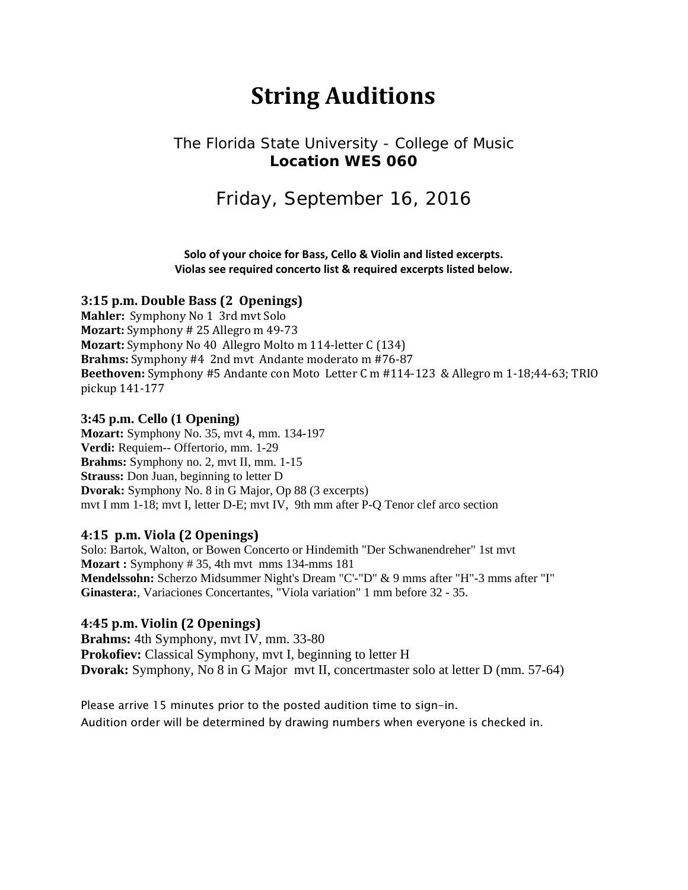# String Auditions

The Florida State University - College of Music
**Location WES 060**

Friday, September 16, 2016

**Solo of your choice for Bass, Cello & Violin and listed excerpts.**
**Violas see required concerto list & required excerpts listed below.**

### 3:15 p.m. Double Bass (2 Openings)

**Mahler:** Symphony No 1 3rd mvt Solo
**Mozart:** Symphony # 25 Allegro m 49-73
**Mozart:** Symphony No 40 Allegro Molto m 114-letter C (134)
**Brahms:** Symphony #4 2nd mvt Andante moderato m #76-87
**Beethoven:** Symphony #5 Andante con Moto Letter C m #114-123 & Allegro m 1-18;44-63; TRIO pickup 141-177

### 3:45 p.m. Cello (1 Opening)

**Mozart:** Symphony No. 35, mvt 4, mm. 134-197
**Verdi:** Requiem-- Offertorio, mm. 1-29
**Brahms:** Symphony no. 2, mvt II, mm. 1-15
**Strauss:** Don Juan, beginning to letter D
**Dvorak:** Symphony No. 8 in G Major, Op 88 (3 excerpts)
mvt I mm 1-18; mvt I, letter D-E; mvt IV, 9th mm after P-Q Tenor clef arco section

### 4:15 p.m. Viola (2 Openings)

Solo: Bartok, Walton, or Bowen Concerto or Hindemith "Der Schwanendreher" 1st mvt
**Mozart :** Symphony # 35, 4th mvt mms 134-mms 181
**Mendelssohn:** Scherzo Midsummer Night's Dream "C'-"D" & 9 mms after "H"-3 mms after "I"
**Ginastera:**, Variaciones Concertantes, "Viola variation" 1 mm before 32 - 35.

### 4:45 p.m. Violin (2 Openings)

**Brahms:** 4th Symphony, mvt IV, mm. 33-80
**Prokofiev:** Classical Symphony, mvt I, beginning to letter H
**Dvorak:** Symphony, No 8 in G Major mvt II, concertmaster solo at letter D (mm. 57-64)

Please arrive 15 minutes prior to the posted audition time to sign-in.
Audition order will be determined by drawing numbers when everyone is checked in.